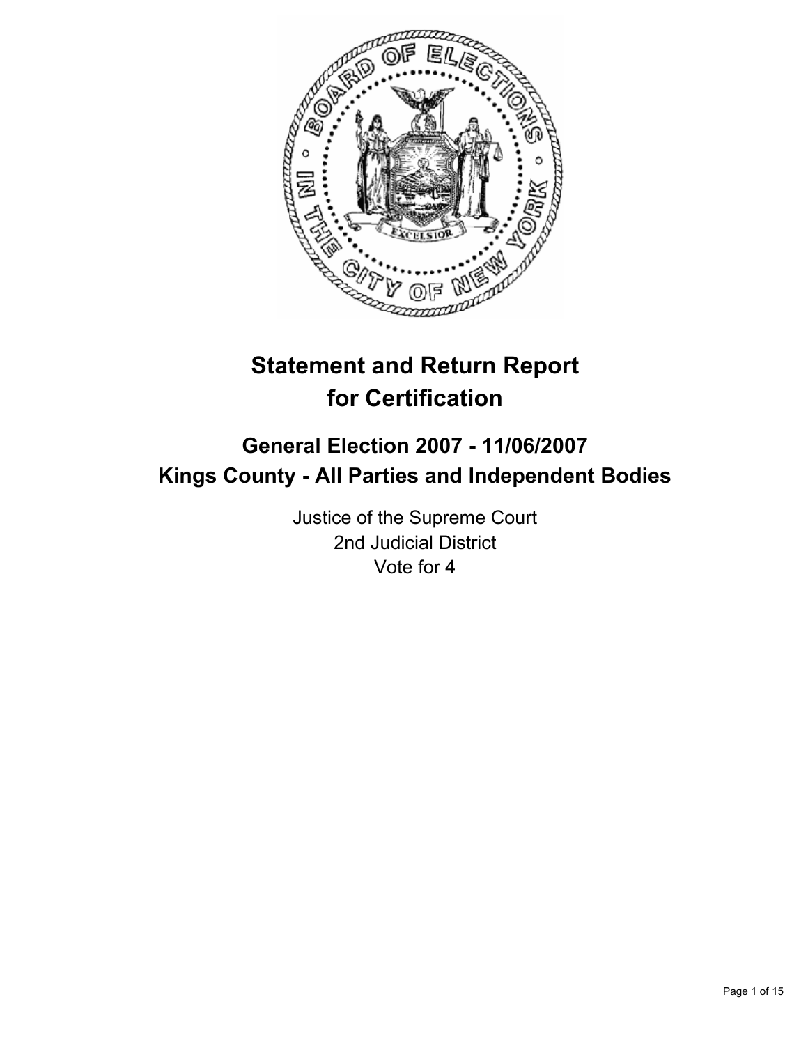# Statement and Return Report for Certification

## General Election 2007 - 11/06/2007
## Kings County - All Parties and Independent Bodies

Justice of the Supreme Court
2nd Judicial District
Vote for 4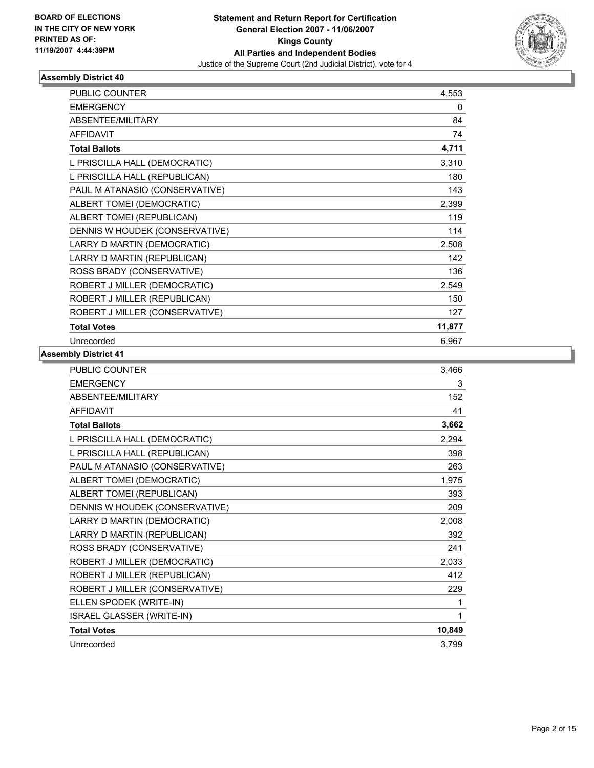**BOARD OF ELECTIONS IN THE CITY OF NEW YORK PRINTED AS OF: 11/19/2007 4:44:39PM**

**Statement and Return Report for Certification**
**General Election 2007 - 11/06/2007**
**Kings County**
**All Parties and Independent Bodies**
Justice of the Supreme Court (2nd Judicial District), vote for 4

### Assembly District 40

| | |
|---|---|
| PUBLIC COUNTER | 4,553 |
| EMERGENCY | 0 |
| ABSENTEE/MILITARY | 84 |
| AFFIDAVIT | 74 |
| **Total Ballots** | **4,711** |
| L PRISCILLA HALL (DEMOCRATIC) | 3,310 |
| L PRISCILLA HALL (REPUBLICAN) | 180 |
| PAUL M ATANASIO (CONSERVATIVE) | 143 |
| ALBERT TOMEI (DEMOCRATIC) | 2,399 |
| ALBERT TOMEI (REPUBLICAN) | 119 |
| DENNIS W HOUDEK (CONSERVATIVE) | 114 |
| LARRY D MARTIN (DEMOCRATIC) | 2,508 |
| LARRY D MARTIN (REPUBLICAN) | 142 |
| ROSS BRADY (CONSERVATIVE) | 136 |
| ROBERT J MILLER (DEMOCRATIC) | 2,549 |
| ROBERT J MILLER (REPUBLICAN) | 150 |
| ROBERT J MILLER (CONSERVATIVE) | 127 |
| **Total Votes** | **11,877** |
| Unrecorded | 6,967 |

### Assembly District 41

| | |
|---|---|
| PUBLIC COUNTER | 3,466 |
| EMERGENCY | 3 |
| ABSENTEE/MILITARY | 152 |
| AFFIDAVIT | 41 |
| **Total Ballots** | **3,662** |
| L PRISCILLA HALL (DEMOCRATIC) | 2,294 |
| L PRISCILLA HALL (REPUBLICAN) | 398 |
| PAUL M ATANASIO (CONSERVATIVE) | 263 |
| ALBERT TOMEI (DEMOCRATIC) | 1,975 |
| ALBERT TOMEI (REPUBLICAN) | 393 |
| DENNIS W HOUDEK (CONSERVATIVE) | 209 |
| LARRY D MARTIN (DEMOCRATIC) | 2,008 |
| LARRY D MARTIN (REPUBLICAN) | 392 |
| ROSS BRADY (CONSERVATIVE) | 241 |
| ROBERT J MILLER (DEMOCRATIC) | 2,033 |
| ROBERT J MILLER (REPUBLICAN) | 412 |
| ROBERT J MILLER (CONSERVATIVE) | 229 |
| ELLEN SPODEK (WRITE-IN) | 1 |
| ISRAEL GLASSER (WRITE-IN) | 1 |
| **Total Votes** | **10,849** |
| Unrecorded | 3,799 |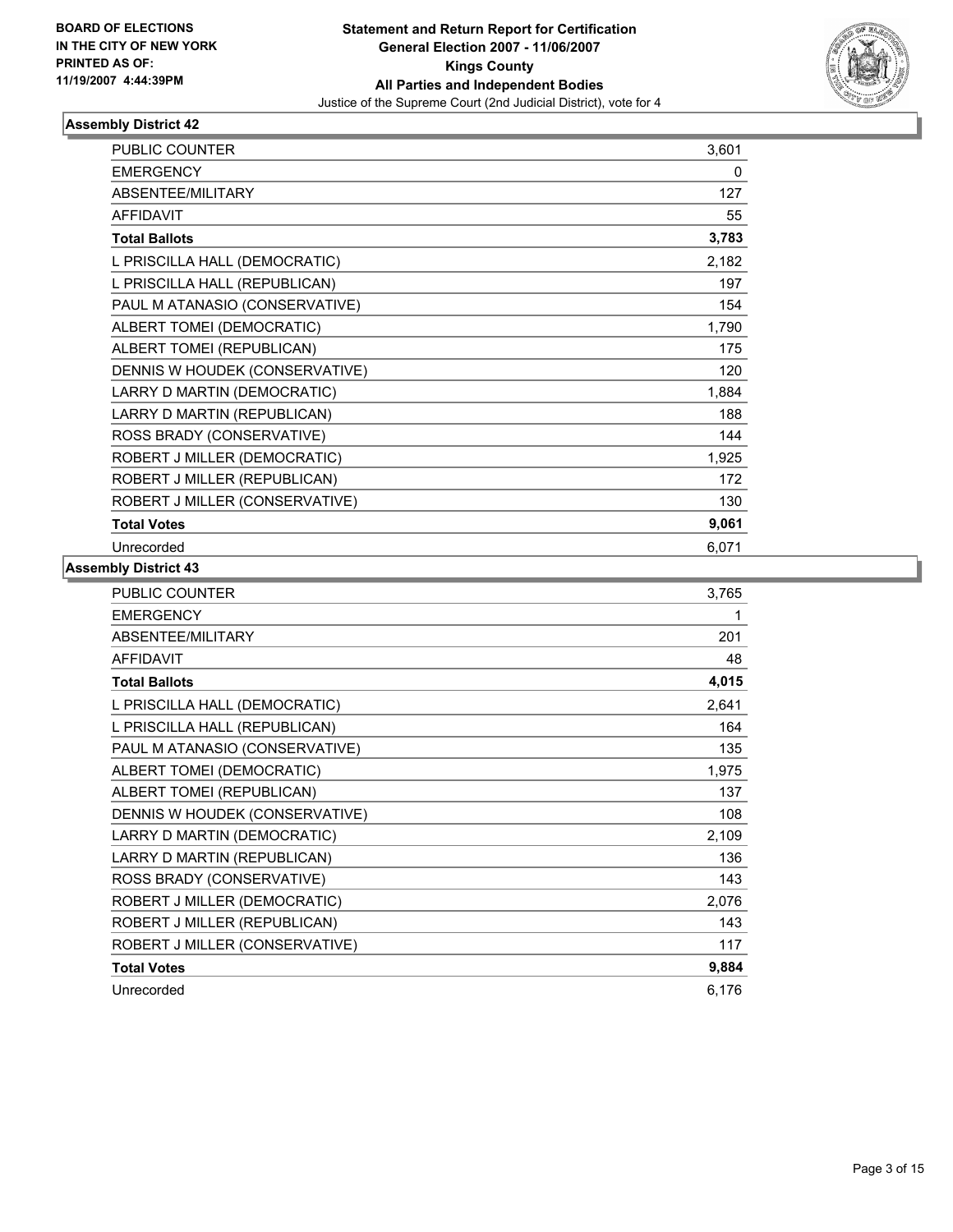**BOARD OF ELECTIONS IN THE CITY OF NEW YORK PRINTED AS OF: 11/19/2007 4:44:39PM**

**Statement and Return Report for Certification**
**General Election 2007 - 11/06/2007**
**Kings County**
**All Parties and Independent Bodies**
Justice of the Supreme Court (2nd Judicial District), vote for 4

## Assembly District 42

| | |
|---|---|
| PUBLIC COUNTER | 3,601 |
| EMERGENCY | 0 |
| ABSENTEE/MILITARY | 127 |
| AFFIDAVIT | 55 |
| **Total Ballots** | **3,783** |
| L PRISCILLA HALL (DEMOCRATIC) | 2,182 |
| L PRISCILLA HALL (REPUBLICAN) | 197 |
| PAUL M ATANASIO (CONSERVATIVE) | 154 |
| ALBERT TOMEI (DEMOCRATIC) | 1,790 |
| ALBERT TOMEI (REPUBLICAN) | 175 |
| DENNIS W HOUDEK (CONSERVATIVE) | 120 |
| LARRY D MARTIN (DEMOCRATIC) | 1,884 |
| LARRY D MARTIN (REPUBLICAN) | 188 |
| ROSS BRADY (CONSERVATIVE) | 144 |
| ROBERT J MILLER (DEMOCRATIC) | 1,925 |
| ROBERT J MILLER (REPUBLICAN) | 172 |
| ROBERT J MILLER (CONSERVATIVE) | 130 |
| **Total Votes** | **9,061** |
| Unrecorded | 6,071 |

## Assembly District 43

| | |
|---|---|
| PUBLIC COUNTER | 3,765 |
| EMERGENCY | 1 |
| ABSENTEE/MILITARY | 201 |
| AFFIDAVIT | 48 |
| **Total Ballots** | **4,015** |
| L PRISCILLA HALL (DEMOCRATIC) | 2,641 |
| L PRISCILLA HALL (REPUBLICAN) | 164 |
| PAUL M ATANASIO (CONSERVATIVE) | 135 |
| ALBERT TOMEI (DEMOCRATIC) | 1,975 |
| ALBERT TOMEI (REPUBLICAN) | 137 |
| DENNIS W HOUDEK (CONSERVATIVE) | 108 |
| LARRY D MARTIN (DEMOCRATIC) | 2,109 |
| LARRY D MARTIN (REPUBLICAN) | 136 |
| ROSS BRADY (CONSERVATIVE) | 143 |
| ROBERT J MILLER (DEMOCRATIC) | 2,076 |
| ROBERT J MILLER (REPUBLICAN) | 143 |
| ROBERT J MILLER (CONSERVATIVE) | 117 |
| **Total Votes** | **9,884** |
| Unrecorded | 6,176 |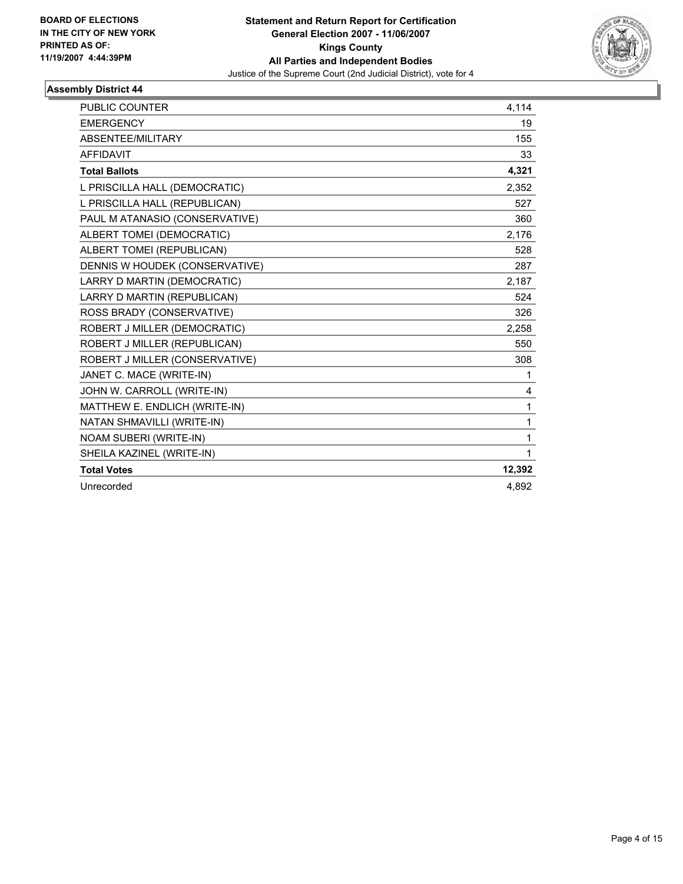BOARD OF ELECTIONS
IN THE CITY OF NEW YORK
PRINTED AS OF:
11/19/2007 4:44:39PM

# Statement and Return Report for Certification
## General Election 2007 - 11/06/2007
## Kings County
## All Parties and Independent Bodies

Justice of the Supreme Court (2nd Judicial District), vote for 4

### Assembly District 44

| | |
|---|---|
| PUBLIC COUNTER | 4,114 |
| EMERGENCY | 19 |
| ABSENTEE/MILITARY | 155 |
| AFFIDAVIT | 33 |
| **Total Ballots** | **4,321** |
| L PRISCILLA HALL (DEMOCRATIC) | 2,352 |
| L PRISCILLA HALL (REPUBLICAN) | 527 |
| PAUL M ATANASIO (CONSERVATIVE) | 360 |
| ALBERT TOMEI (DEMOCRATIC) | 2,176 |
| ALBERT TOMEI (REPUBLICAN) | 528 |
| DENNIS W HOUDEK (CONSERVATIVE) | 287 |
| LARRY D MARTIN (DEMOCRATIC) | 2,187 |
| LARRY D MARTIN (REPUBLICAN) | 524 |
| ROSS BRADY (CONSERVATIVE) | 326 |
| ROBERT J MILLER (DEMOCRATIC) | 2,258 |
| ROBERT J MILLER (REPUBLICAN) | 550 |
| ROBERT J MILLER (CONSERVATIVE) | 308 |
| JANET C. MACE (WRITE-IN) | 1 |
| JOHN W. CARROLL (WRITE-IN) | 4 |
| MATTHEW E. ENDLICH (WRITE-IN) | 1 |
| NATAN SHMAVILLI (WRITE-IN) | 1 |
| NOAM SUBERI (WRITE-IN) | 1 |
| SHEILA KAZINEL (WRITE-IN) | 1 |
| **Total Votes** | **12,392** |
| Unrecorded | 4,892 |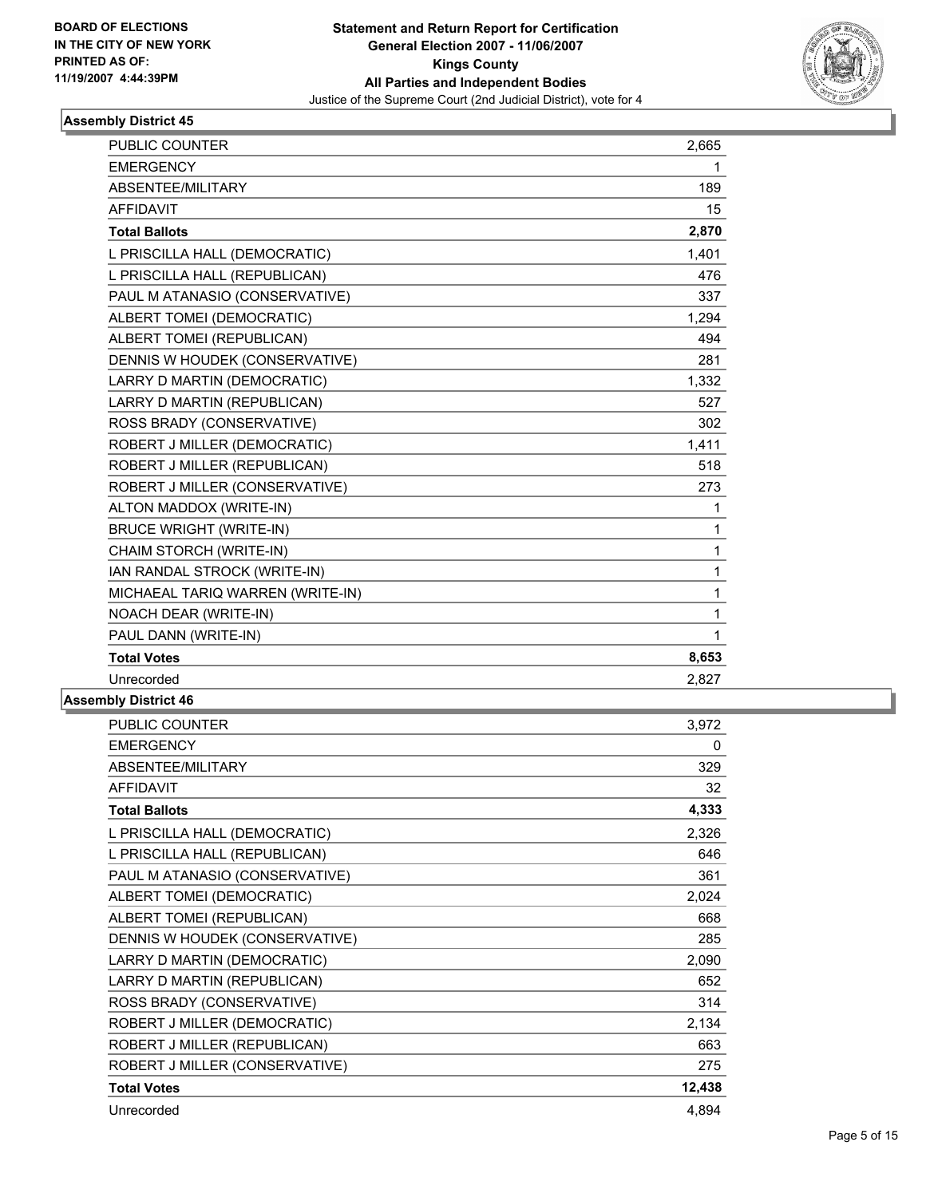BOARD OF ELECTIONS
IN THE CITY OF NEW YORK
PRINTED AS OF:
11/19/2007 4:44:39PM

**Statement and Return Report for Certification**
**General Election 2007 - 11/06/2007**
**Kings County**
**All Parties and Independent Bodies**
Justice of the Supreme Court (2nd Judicial District), vote for 4

### Assembly District 45

| | |
|---|---|
| PUBLIC COUNTER | 2,665 |
| EMERGENCY | 1 |
| ABSENTEE/MILITARY | 189 |
| AFFIDAVIT | 15 |
| **Total Ballots** | **2,870** |
| L PRISCILLA HALL (DEMOCRATIC) | 1,401 |
| L PRISCILLA HALL (REPUBLICAN) | 476 |
| PAUL M ATANASIO (CONSERVATIVE) | 337 |
| ALBERT TOMEI (DEMOCRATIC) | 1,294 |
| ALBERT TOMEI (REPUBLICAN) | 494 |
| DENNIS W HOUDEK (CONSERVATIVE) | 281 |
| LARRY D MARTIN (DEMOCRATIC) | 1,332 |
| LARRY D MARTIN (REPUBLICAN) | 527 |
| ROSS BRADY (CONSERVATIVE) | 302 |
| ROBERT J MILLER (DEMOCRATIC) | 1,411 |
| ROBERT J MILLER (REPUBLICAN) | 518 |
| ROBERT J MILLER (CONSERVATIVE) | 273 |
| ALTON MADDOX (WRITE-IN) | 1 |
| BRUCE WRIGHT (WRITE-IN) | 1 |
| CHAIM STORCH (WRITE-IN) | 1 |
| IAN RANDAL STROCK (WRITE-IN) | 1 |
| MICHAEAL TARIQ WARREN (WRITE-IN) | 1 |
| NOACH DEAR (WRITE-IN) | 1 |
| PAUL DANN (WRITE-IN) | 1 |
| **Total Votes** | **8,653** |
| Unrecorded | 2,827 |

### Assembly District 46

| | |
|---|---|
| PUBLIC COUNTER | 3,972 |
| EMERGENCY | 0 |
| ABSENTEE/MILITARY | 329 |
| AFFIDAVIT | 32 |
| **Total Ballots** | **4,333** |
| L PRISCILLA HALL (DEMOCRATIC) | 2,326 |
| L PRISCILLA HALL (REPUBLICAN) | 646 |
| PAUL M ATANASIO (CONSERVATIVE) | 361 |
| ALBERT TOMEI (DEMOCRATIC) | 2,024 |
| ALBERT TOMEI (REPUBLICAN) | 668 |
| DENNIS W HOUDEK (CONSERVATIVE) | 285 |
| LARRY D MARTIN (DEMOCRATIC) | 2,090 |
| LARRY D MARTIN (REPUBLICAN) | 652 |
| ROSS BRADY (CONSERVATIVE) | 314 |
| ROBERT J MILLER (DEMOCRATIC) | 2,134 |
| ROBERT J MILLER (REPUBLICAN) | 663 |
| ROBERT J MILLER (CONSERVATIVE) | 275 |
| **Total Votes** | **12,438** |
| Unrecorded | 4,894 |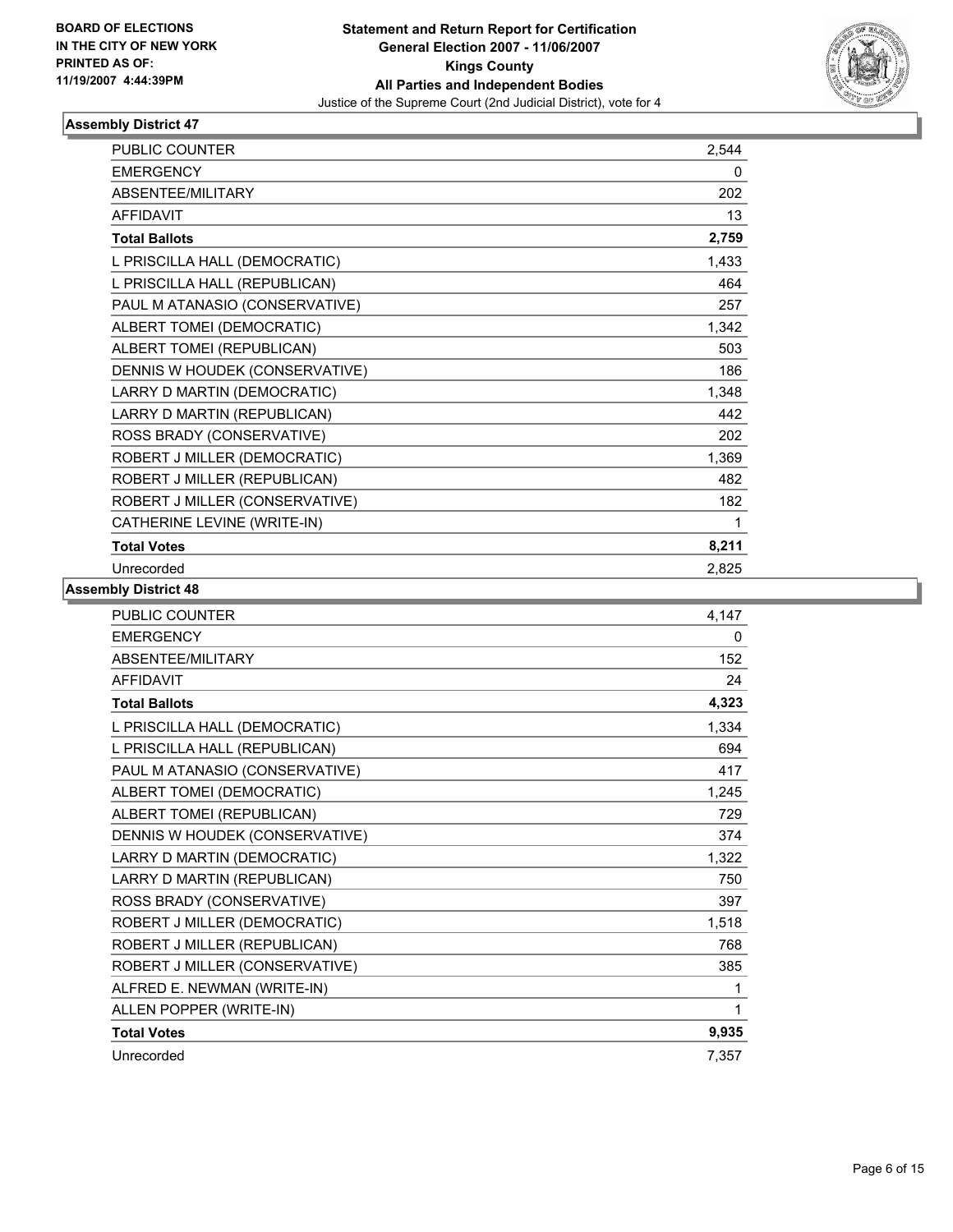**BOARD OF ELECTIONS IN THE CITY OF NEW YORK PRINTED AS OF: 11/19/2007 4:44:39PM**

**Statement and Return Report for Certification**
**General Election 2007 - 11/06/2007**
**Kings County**
**All Parties and Independent Bodies**
Justice of the Supreme Court (2nd Judicial District), vote for 4

### Assembly District 47

| | |
|---|---|
| PUBLIC COUNTER | 2,544 |
| EMERGENCY | 0 |
| ABSENTEE/MILITARY | 202 |
| AFFIDAVIT | 13 |
| **Total Ballots** | **2,759** |
| L PRISCILLA HALL (DEMOCRATIC) | 1,433 |
| L PRISCILLA HALL (REPUBLICAN) | 464 |
| PAUL M ATANASIO (CONSERVATIVE) | 257 |
| ALBERT TOMEI (DEMOCRATIC) | 1,342 |
| ALBERT TOMEI (REPUBLICAN) | 503 |
| DENNIS W HOUDEK (CONSERVATIVE) | 186 |
| LARRY D MARTIN (DEMOCRATIC) | 1,348 |
| LARRY D MARTIN (REPUBLICAN) | 442 |
| ROSS BRADY (CONSERVATIVE) | 202 |
| ROBERT J MILLER (DEMOCRATIC) | 1,369 |
| ROBERT J MILLER (REPUBLICAN) | 482 |
| ROBERT J MILLER (CONSERVATIVE) | 182 |
| CATHERINE LEVINE (WRITE-IN) | 1 |
| **Total Votes** | **8,211** |
| Unrecorded | 2,825 |

### Assembly District 48

| | |
|---|---|
| PUBLIC COUNTER | 4,147 |
| EMERGENCY | 0 |
| ABSENTEE/MILITARY | 152 |
| AFFIDAVIT | 24 |
| **Total Ballots** | **4,323** |
| L PRISCILLA HALL (DEMOCRATIC) | 1,334 |
| L PRISCILLA HALL (REPUBLICAN) | 694 |
| PAUL M ATANASIO (CONSERVATIVE) | 417 |
| ALBERT TOMEI (DEMOCRATIC) | 1,245 |
| ALBERT TOMEI (REPUBLICAN) | 729 |
| DENNIS W HOUDEK (CONSERVATIVE) | 374 |
| LARRY D MARTIN (DEMOCRATIC) | 1,322 |
| LARRY D MARTIN (REPUBLICAN) | 750 |
| ROSS BRADY (CONSERVATIVE) | 397 |
| ROBERT J MILLER (DEMOCRATIC) | 1,518 |
| ROBERT J MILLER (REPUBLICAN) | 768 |
| ROBERT J MILLER (CONSERVATIVE) | 385 |
| ALFRED E. NEWMAN (WRITE-IN) | 1 |
| ALLEN POPPER (WRITE-IN) | 1 |
| **Total Votes** | **9,935** |
| Unrecorded | 7,357 |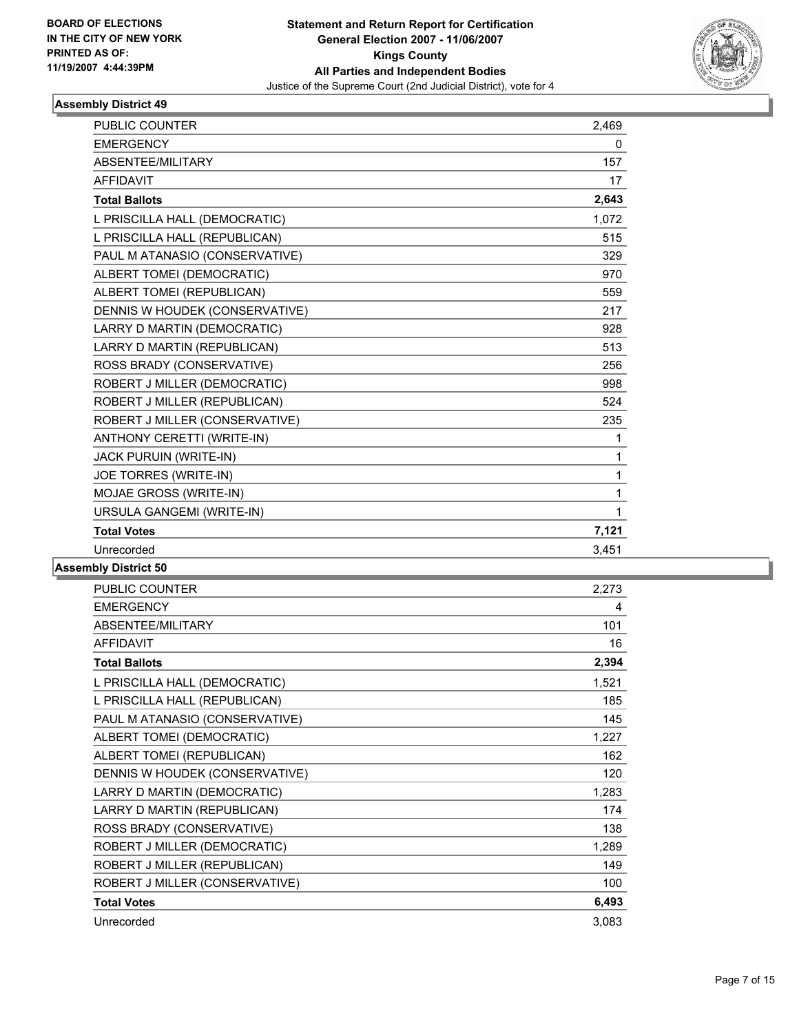BOARD OF ELECTIONS
IN THE CITY OF NEW YORK
PRINTED AS OF:
11/19/2007 4:44:39PM

**Statement and Return Report for Certification**
**General Election 2007 - 11/06/2007**
**Kings County**
**All Parties and Independent Bodies**
Justice of the Supreme Court (2nd Judicial District), vote for 4

### Assembly District 49

| | |
|---|---|
| PUBLIC COUNTER | 2,469 |
| EMERGENCY | 0 |
| ABSENTEE/MILITARY | 157 |
| AFFIDAVIT | 17 |
| **Total Ballots** | **2,643** |
| L PRISCILLA HALL (DEMOCRATIC) | 1,072 |
| L PRISCILLA HALL (REPUBLICAN) | 515 |
| PAUL M ATANASIO (CONSERVATIVE) | 329 |
| ALBERT TOMEI (DEMOCRATIC) | 970 |
| ALBERT TOMEI (REPUBLICAN) | 559 |
| DENNIS W HOUDEK (CONSERVATIVE) | 217 |
| LARRY D MARTIN (DEMOCRATIC) | 928 |
| LARRY D MARTIN (REPUBLICAN) | 513 |
| ROSS BRADY (CONSERVATIVE) | 256 |
| ROBERT J MILLER (DEMOCRATIC) | 998 |
| ROBERT J MILLER (REPUBLICAN) | 524 |
| ROBERT J MILLER (CONSERVATIVE) | 235 |
| ANTHONY CERETTI (WRITE-IN) | 1 |
| JACK PURUIN (WRITE-IN) | 1 |
| JOE TORRES (WRITE-IN) | 1 |
| MOJAE GROSS (WRITE-IN) | 1 |
| URSULA GANGEMI (WRITE-IN) | 1 |
| **Total Votes** | **7,121** |
| Unrecorded | 3,451 |

### Assembly District 50

| | |
|---|---|
| PUBLIC COUNTER | 2,273 |
| EMERGENCY | 4 |
| ABSENTEE/MILITARY | 101 |
| AFFIDAVIT | 16 |
| **Total Ballots** | **2,394** |
| L PRISCILLA HALL (DEMOCRATIC) | 1,521 |
| L PRISCILLA HALL (REPUBLICAN) | 185 |
| PAUL M ATANASIO (CONSERVATIVE) | 145 |
| ALBERT TOMEI (DEMOCRATIC) | 1,227 |
| ALBERT TOMEI (REPUBLICAN) | 162 |
| DENNIS W HOUDEK (CONSERVATIVE) | 120 |
| LARRY D MARTIN (DEMOCRATIC) | 1,283 |
| LARRY D MARTIN (REPUBLICAN) | 174 |
| ROSS BRADY (CONSERVATIVE) | 138 |
| ROBERT J MILLER (DEMOCRATIC) | 1,289 |
| ROBERT J MILLER (REPUBLICAN) | 149 |
| ROBERT J MILLER (CONSERVATIVE) | 100 |
| **Total Votes** | **6,493** |
| Unrecorded | 3,083 |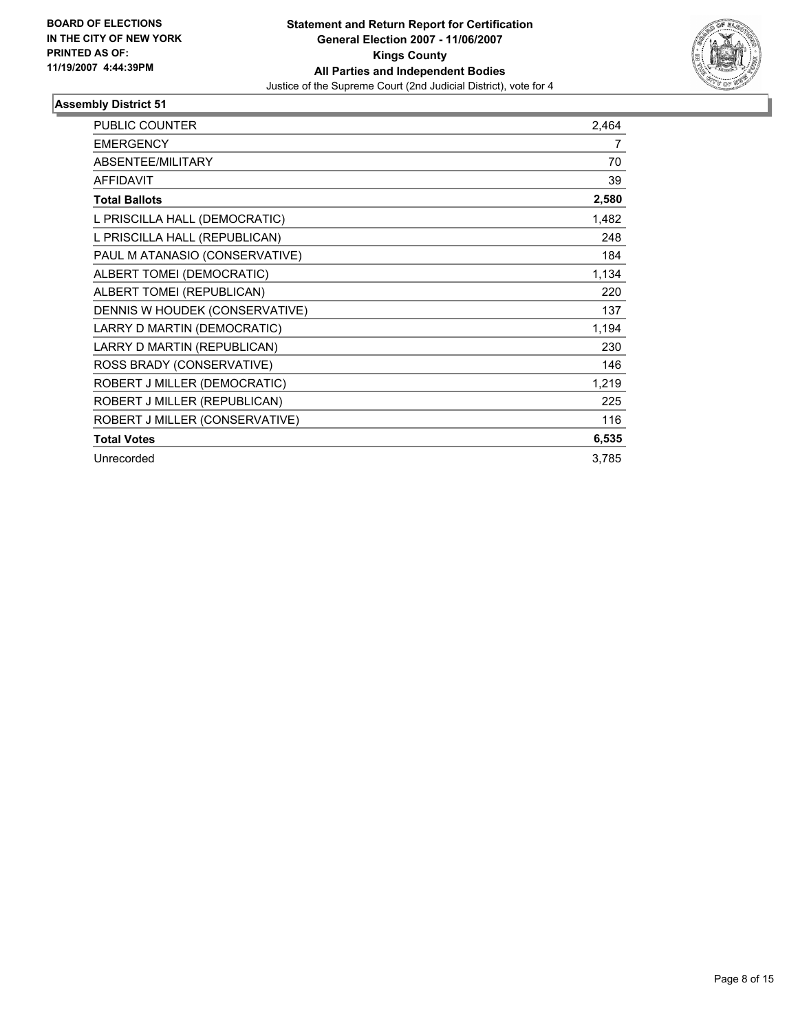**BOARD OF ELECTIONS IN THE CITY OF NEW YORK PRINTED AS OF: 11/19/2007 4:44:39PM**

# Statement and Return Report for Certification
## General Election 2007 - 11/06/2007
## Kings County
## All Parties and Independent Bodies

Justice of the Supreme Court (2nd Judicial District), vote for 4

### Assembly District 51

| | |
|---|---|
| PUBLIC COUNTER | 2,464 |
| EMERGENCY | 7 |
| ABSENTEE/MILITARY | 70 |
| AFFIDAVIT | 39 |
| **Total Ballots** | **2,580** |
| L PRISCILLA HALL (DEMOCRATIC) | 1,482 |
| L PRISCILLA HALL (REPUBLICAN) | 248 |
| PAUL M ATANASIO (CONSERVATIVE) | 184 |
| ALBERT TOMEI (DEMOCRATIC) | 1,134 |
| ALBERT TOMEI (REPUBLICAN) | 220 |
| DENNIS W HOUDEK (CONSERVATIVE) | 137 |
| LARRY D MARTIN (DEMOCRATIC) | 1,194 |
| LARRY D MARTIN (REPUBLICAN) | 230 |
| ROSS BRADY (CONSERVATIVE) | 146 |
| ROBERT J MILLER (DEMOCRATIC) | 1,219 |
| ROBERT J MILLER (REPUBLICAN) | 225 |
| ROBERT J MILLER (CONSERVATIVE) | 116 |
| **Total Votes** | **6,535** |
| Unrecorded | 3,785 |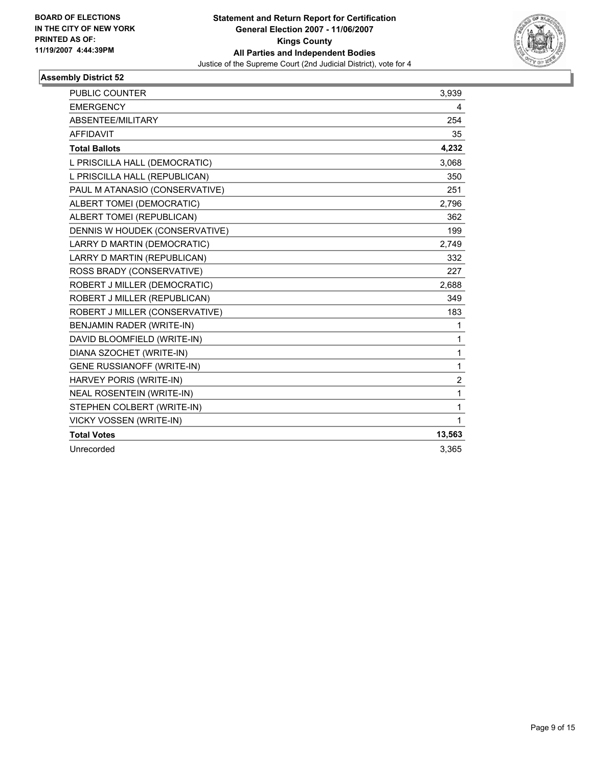**BOARD OF ELECTIONS IN THE CITY OF NEW YORK PRINTED AS OF: 11/19/2007 4:44:39PM**

# Statement and Return Report for Certification
## General Election 2007 - 11/06/2007
## Kings County
## All Parties and Independent Bodies
Justice of the Supreme Court (2nd Judicial District), vote for 4

### Assembly District 52

| | |
|---|---|
| PUBLIC COUNTER | 3,939 |
| EMERGENCY | 4 |
| ABSENTEE/MILITARY | 254 |
| AFFIDAVIT | 35 |
| **Total Ballots** | **4,232** |
| L PRISCILLA HALL (DEMOCRATIC) | 3,068 |
| L PRISCILLA HALL (REPUBLICAN) | 350 |
| PAUL M ATANASIO (CONSERVATIVE) | 251 |
| ALBERT TOMEI (DEMOCRATIC) | 2,796 |
| ALBERT TOMEI (REPUBLICAN) | 362 |
| DENNIS W HOUDEK (CONSERVATIVE) | 199 |
| LARRY D MARTIN (DEMOCRATIC) | 2,749 |
| LARRY D MARTIN (REPUBLICAN) | 332 |
| ROSS BRADY (CONSERVATIVE) | 227 |
| ROBERT J MILLER (DEMOCRATIC) | 2,688 |
| ROBERT J MILLER (REPUBLICAN) | 349 |
| ROBERT J MILLER (CONSERVATIVE) | 183 |
| BENJAMIN RADER (WRITE-IN) | 1 |
| DAVID BLOOMFIELD (WRITE-IN) | 1 |
| DIANA SZOCHET (WRITE-IN) | 1 |
| GENE RUSSIANOFF (WRITE-IN) | 1 |
| HARVEY PORIS (WRITE-IN) | 2 |
| NEAL ROSENTEIN (WRITE-IN) | 1 |
| STEPHEN COLBERT (WRITE-IN) | 1 |
| VICKY VOSSEN (WRITE-IN) | 1 |
| **Total Votes** | **13,563** |
| Unrecorded | 3,365 |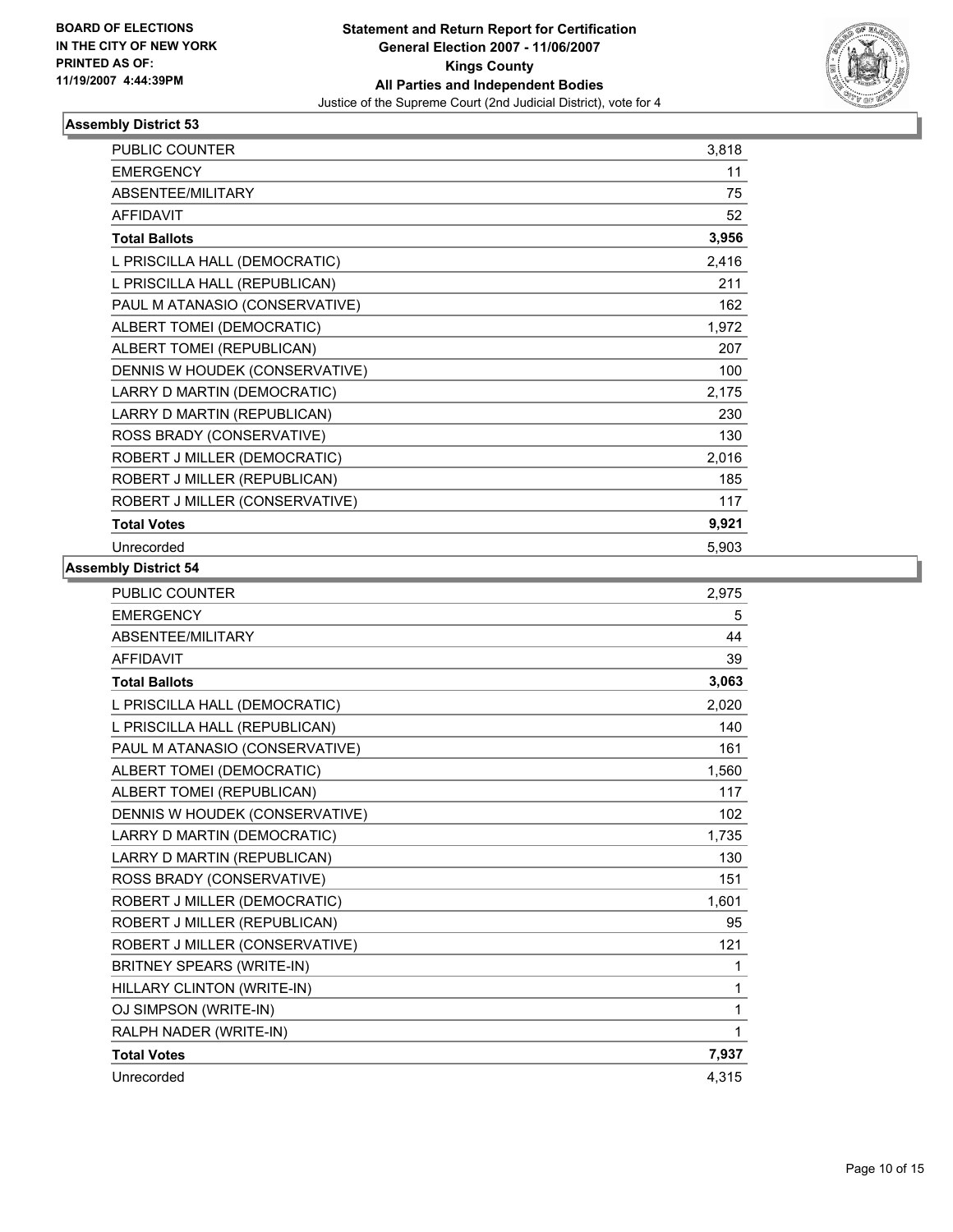**BOARD OF ELECTIONS IN THE CITY OF NEW YORK PRINTED AS OF: 11/19/2007 4:44:39PM**

**Statement and Return Report for Certification General Election 2007 - 11/06/2007 Kings County All Parties and Independent Bodies**

Justice of the Supreme Court (2nd Judicial District), vote for 4

## Assembly District 53

| | |
|---|---|
| PUBLIC COUNTER | 3,818 |
| EMERGENCY | 11 |
| ABSENTEE/MILITARY | 75 |
| AFFIDAVIT | 52 |
| **Total Ballots** | **3,956** |
| L PRISCILLA HALL (DEMOCRATIC) | 2,416 |
| L PRISCILLA HALL (REPUBLICAN) | 211 |
| PAUL M ATANASIO (CONSERVATIVE) | 162 |
| ALBERT TOMEI (DEMOCRATIC) | 1,972 |
| ALBERT TOMEI (REPUBLICAN) | 207 |
| DENNIS W HOUDEK (CONSERVATIVE) | 100 |
| LARRY D MARTIN (DEMOCRATIC) | 2,175 |
| LARRY D MARTIN (REPUBLICAN) | 230 |
| ROSS BRADY (CONSERVATIVE) | 130 |
| ROBERT J MILLER (DEMOCRATIC) | 2,016 |
| ROBERT J MILLER (REPUBLICAN) | 185 |
| ROBERT J MILLER (CONSERVATIVE) | 117 |
| **Total Votes** | **9,921** |
| Unrecorded | 5,903 |

## Assembly District 54

| | |
|---|---|
| PUBLIC COUNTER | 2,975 |
| EMERGENCY | 5 |
| ABSENTEE/MILITARY | 44 |
| AFFIDAVIT | 39 |
| **Total Ballots** | **3,063** |
| L PRISCILLA HALL (DEMOCRATIC) | 2,020 |
| L PRISCILLA HALL (REPUBLICAN) | 140 |
| PAUL M ATANASIO (CONSERVATIVE) | 161 |
| ALBERT TOMEI (DEMOCRATIC) | 1,560 |
| ALBERT TOMEI (REPUBLICAN) | 117 |
| DENNIS W HOUDEK (CONSERVATIVE) | 102 |
| LARRY D MARTIN (DEMOCRATIC) | 1,735 |
| LARRY D MARTIN (REPUBLICAN) | 130 |
| ROSS BRADY (CONSERVATIVE) | 151 |
| ROBERT J MILLER (DEMOCRATIC) | 1,601 |
| ROBERT J MILLER (REPUBLICAN) | 95 |
| ROBERT J MILLER (CONSERVATIVE) | 121 |
| BRITNEY SPEARS (WRITE-IN) | 1 |
| HILLARY CLINTON (WRITE-IN) | 1 |
| OJ SIMPSON (WRITE-IN) | 1 |
| RALPH NADER (WRITE-IN) | 1 |
| **Total Votes** | **7,937** |
| Unrecorded | 4,315 |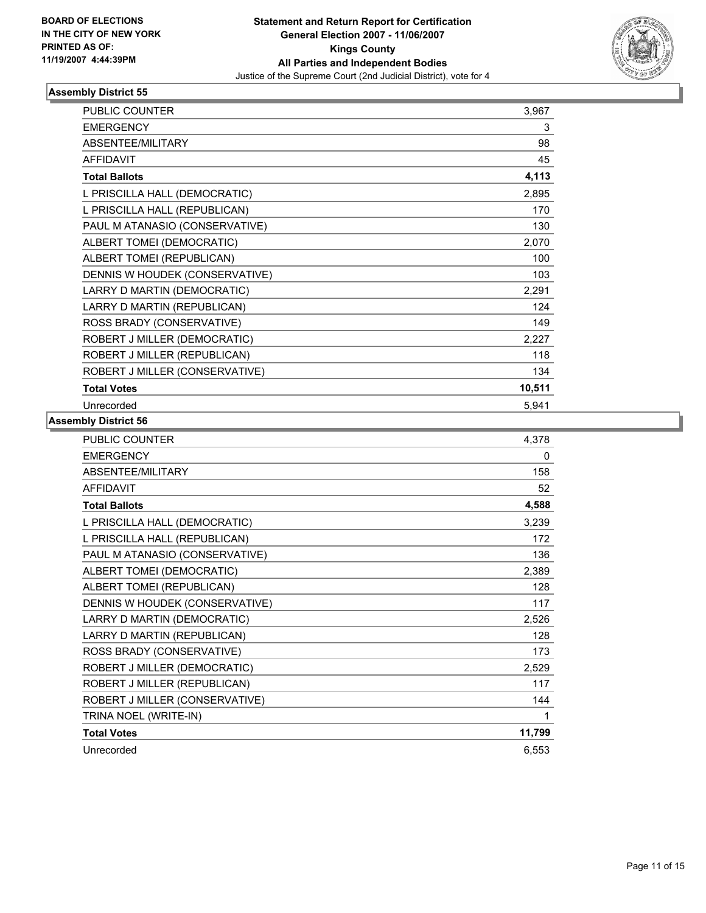BOARD OF ELECTIONS
IN THE CITY OF NEW YORK
PRINTED AS OF:
11/19/2007 4:44:39PM

**Statement and Return Report for Certification**
**General Election 2007 - 11/06/2007**
**Kings County**
**All Parties and Independent Bodies**
Justice of the Supreme Court (2nd Judicial District), vote for 4

### Assembly District 55

| | |
|---|---|
| PUBLIC COUNTER | 3,967 |
| EMERGENCY | 3 |
| ABSENTEE/MILITARY | 98 |
| AFFIDAVIT | 45 |
| **Total Ballots** | **4,113** |
| L PRISCILLA HALL (DEMOCRATIC) | 2,895 |
| L PRISCILLA HALL (REPUBLICAN) | 170 |
| PAUL M ATANASIO (CONSERVATIVE) | 130 |
| ALBERT TOMEI (DEMOCRATIC) | 2,070 |
| ALBERT TOMEI (REPUBLICAN) | 100 |
| DENNIS W HOUDEK (CONSERVATIVE) | 103 |
| LARRY D MARTIN (DEMOCRATIC) | 2,291 |
| LARRY D MARTIN (REPUBLICAN) | 124 |
| ROSS BRADY (CONSERVATIVE) | 149 |
| ROBERT J MILLER (DEMOCRATIC) | 2,227 |
| ROBERT J MILLER (REPUBLICAN) | 118 |
| ROBERT J MILLER (CONSERVATIVE) | 134 |
| **Total Votes** | **10,511** |
| Unrecorded | 5,941 |

### Assembly District 56

| | |
|---|---|
| PUBLIC COUNTER | 4,378 |
| EMERGENCY | 0 |
| ABSENTEE/MILITARY | 158 |
| AFFIDAVIT | 52 |
| **Total Ballots** | **4,588** |
| L PRISCILLA HALL (DEMOCRATIC) | 3,239 |
| L PRISCILLA HALL (REPUBLICAN) | 172 |
| PAUL M ATANASIO (CONSERVATIVE) | 136 |
| ALBERT TOMEI (DEMOCRATIC) | 2,389 |
| ALBERT TOMEI (REPUBLICAN) | 128 |
| DENNIS W HOUDEK (CONSERVATIVE) | 117 |
| LARRY D MARTIN (DEMOCRATIC) | 2,526 |
| LARRY D MARTIN (REPUBLICAN) | 128 |
| ROSS BRADY (CONSERVATIVE) | 173 |
| ROBERT J MILLER (DEMOCRATIC) | 2,529 |
| ROBERT J MILLER (REPUBLICAN) | 117 |
| ROBERT J MILLER (CONSERVATIVE) | 144 |
| TRINA NOEL (WRITE-IN) | 1 |
| **Total Votes** | **11,799** |
| Unrecorded | 6,553 |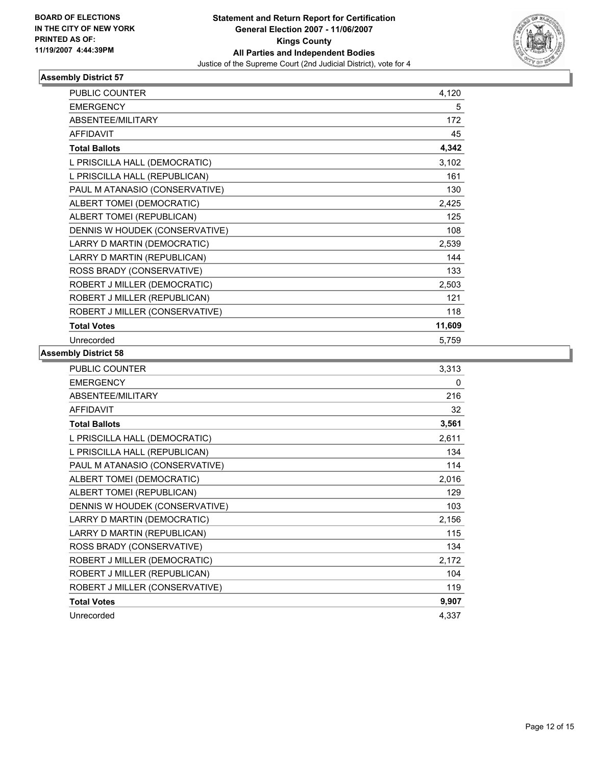**BOARD OF ELECTIONS IN THE CITY OF NEW YORK PRINTED AS OF: 11/19/2007 4:44:39PM**

# Statement and Return Report for Certification
## General Election 2007 - 11/06/2007
## Kings County
## All Parties and Independent Bodies
Justice of the Supreme Court (2nd Judicial District), vote for 4

### Assembly District 57

| | |
|---|---|
| PUBLIC COUNTER | 4,120 |
| EMERGENCY | 5 |
| ABSENTEE/MILITARY | 172 |
| AFFIDAVIT | 45 |
| **Total Ballots** | **4,342** |
| L PRISCILLA HALL (DEMOCRATIC) | 3,102 |
| L PRISCILLA HALL (REPUBLICAN) | 161 |
| PAUL M ATANASIO (CONSERVATIVE) | 130 |
| ALBERT TOMEI (DEMOCRATIC) | 2,425 |
| ALBERT TOMEI (REPUBLICAN) | 125 |
| DENNIS W HOUDEK (CONSERVATIVE) | 108 |
| LARRY D MARTIN (DEMOCRATIC) | 2,539 |
| LARRY D MARTIN (REPUBLICAN) | 144 |
| ROSS BRADY (CONSERVATIVE) | 133 |
| ROBERT J MILLER (DEMOCRATIC) | 2,503 |
| ROBERT J MILLER (REPUBLICAN) | 121 |
| ROBERT J MILLER (CONSERVATIVE) | 118 |
| **Total Votes** | **11,609** |
| Unrecorded | 5,759 |

### Assembly District 58

| | |
|---|---|
| PUBLIC COUNTER | 3,313 |
| EMERGENCY | 0 |
| ABSENTEE/MILITARY | 216 |
| AFFIDAVIT | 32 |
| **Total Ballots** | **3,561** |
| L PRISCILLA HALL (DEMOCRATIC) | 2,611 |
| L PRISCILLA HALL (REPUBLICAN) | 134 |
| PAUL M ATANASIO (CONSERVATIVE) | 114 |
| ALBERT TOMEI (DEMOCRATIC) | 2,016 |
| ALBERT TOMEI (REPUBLICAN) | 129 |
| DENNIS W HOUDEK (CONSERVATIVE) | 103 |
| LARRY D MARTIN (DEMOCRATIC) | 2,156 |
| LARRY D MARTIN (REPUBLICAN) | 115 |
| ROSS BRADY (CONSERVATIVE) | 134 |
| ROBERT J MILLER (DEMOCRATIC) | 2,172 |
| ROBERT J MILLER (REPUBLICAN) | 104 |
| ROBERT J MILLER (CONSERVATIVE) | 119 |
| **Total Votes** | **9,907** |
| Unrecorded | 4,337 |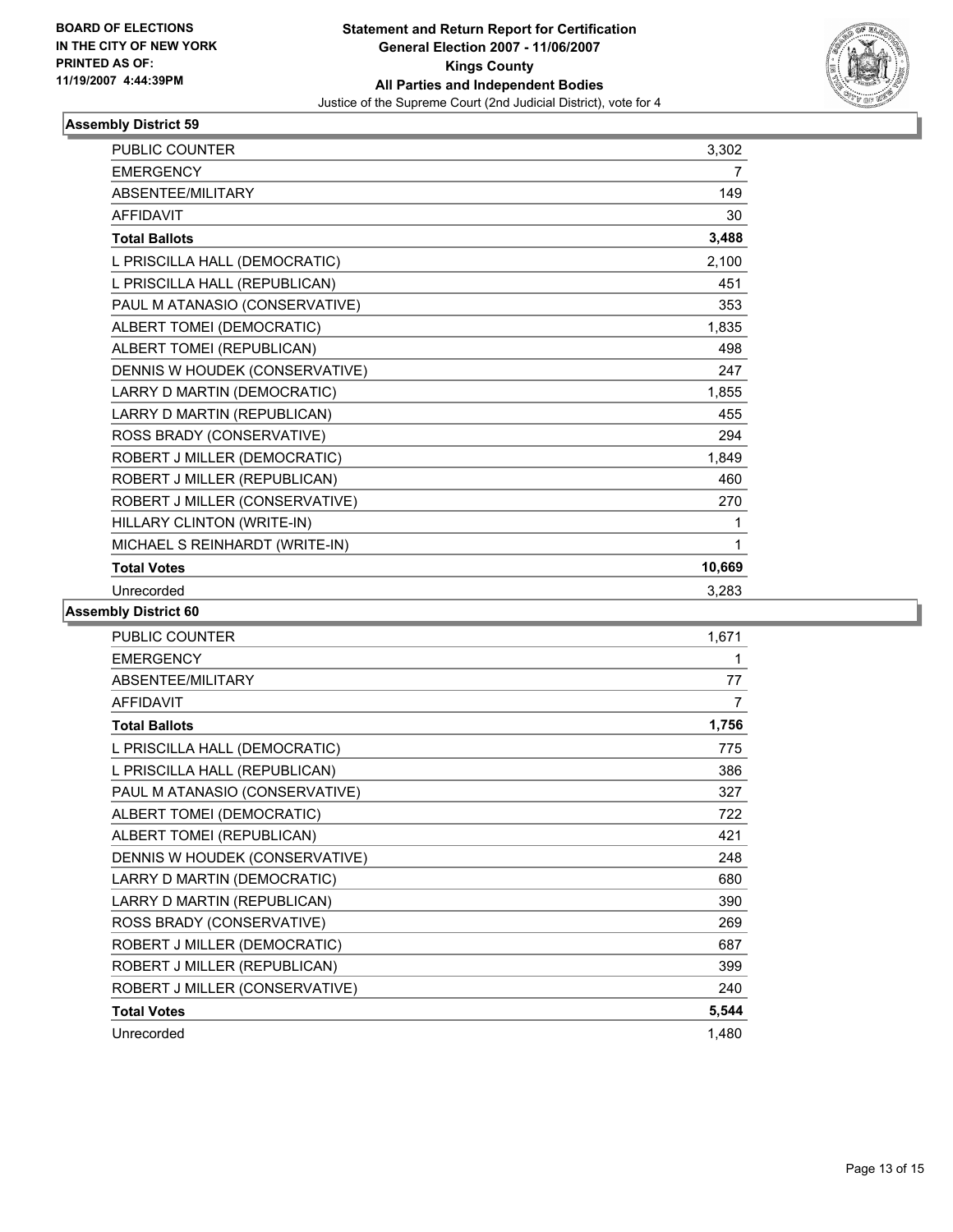**BOARD OF ELECTIONS IN THE CITY OF NEW YORK PRINTED AS OF: 11/19/2007 4:44:39PM**

# Statement and Return Report for Certification
## General Election 2007 - 11/06/2007
## Kings County
## All Parties and Independent Bodies
Justice of the Supreme Court (2nd Judicial District), vote for 4

### Assembly District 59

| | |
|---|---|
| PUBLIC COUNTER | 3,302 |
| EMERGENCY | 7 |
| ABSENTEE/MILITARY | 149 |
| AFFIDAVIT | 30 |
| **Total Ballots** | **3,488** |
| L PRISCILLA HALL (DEMOCRATIC) | 2,100 |
| L PRISCILLA HALL (REPUBLICAN) | 451 |
| PAUL M ATANASIO (CONSERVATIVE) | 353 |
| ALBERT TOMEI (DEMOCRATIC) | 1,835 |
| ALBERT TOMEI (REPUBLICAN) | 498 |
| DENNIS W HOUDEK (CONSERVATIVE) | 247 |
| LARRY D MARTIN (DEMOCRATIC) | 1,855 |
| LARRY D MARTIN (REPUBLICAN) | 455 |
| ROSS BRADY (CONSERVATIVE) | 294 |
| ROBERT J MILLER (DEMOCRATIC) | 1,849 |
| ROBERT J MILLER (REPUBLICAN) | 460 |
| ROBERT J MILLER (CONSERVATIVE) | 270 |
| HILLARY CLINTON (WRITE-IN) | 1 |
| MICHAEL S REINHARDT (WRITE-IN) | 1 |
| **Total Votes** | **10,669** |
| Unrecorded | 3,283 |

### Assembly District 60

| | |
|---|---|
| PUBLIC COUNTER | 1,671 |
| EMERGENCY | 1 |
| ABSENTEE/MILITARY | 77 |
| AFFIDAVIT | 7 |
| **Total Ballots** | **1,756** |
| L PRISCILLA HALL (DEMOCRATIC) | 775 |
| L PRISCILLA HALL (REPUBLICAN) | 386 |
| PAUL M ATANASIO (CONSERVATIVE) | 327 |
| ALBERT TOMEI (DEMOCRATIC) | 722 |
| ALBERT TOMEI (REPUBLICAN) | 421 |
| DENNIS W HOUDEK (CONSERVATIVE) | 248 |
| LARRY D MARTIN (DEMOCRATIC) | 680 |
| LARRY D MARTIN (REPUBLICAN) | 390 |
| ROSS BRADY (CONSERVATIVE) | 269 |
| ROBERT J MILLER (DEMOCRATIC) | 687 |
| ROBERT J MILLER (REPUBLICAN) | 399 |
| ROBERT J MILLER (CONSERVATIVE) | 240 |
| **Total Votes** | **5,544** |
| Unrecorded | 1,480 |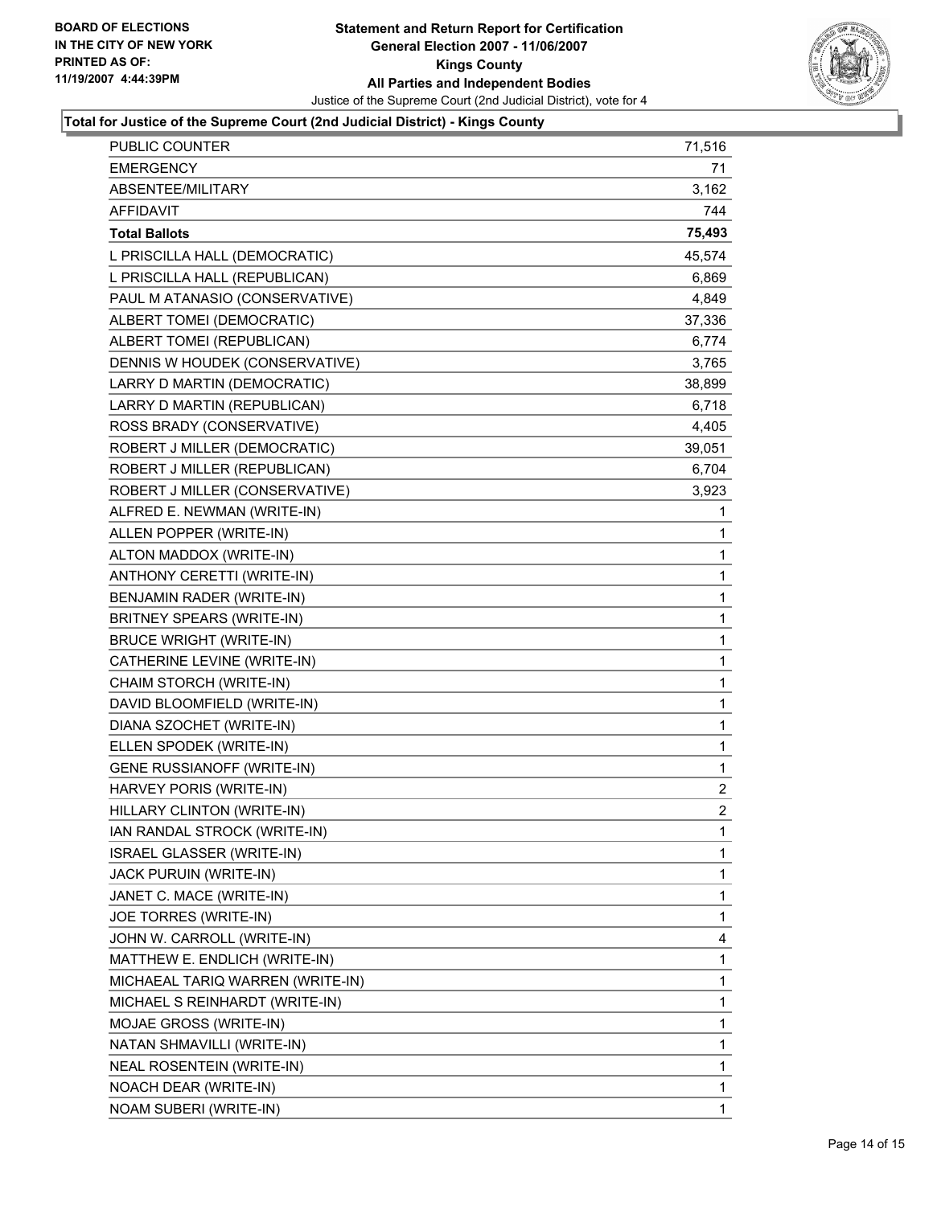BOARD OF ELECTIONS IN THE CITY OF NEW YORK PRINTED AS OF: 11/19/2007 4:44:39PM

# Statement and Return Report for Certification
## General Election 2007 - 11/06/2007
## Kings County
## All Parties and Independent Bodies

Justice of the Supreme Court (2nd Judicial District), vote for 4

### Total for Justice of the Supreme Court (2nd Judicial District) - Kings County

| | |
|---|---|
| PUBLIC COUNTER | 71,516 |
| EMERGENCY | 71 |
| ABSENTEE/MILITARY | 3,162 |
| AFFIDAVIT | 744 |
| **Total Ballots** | **75,493** |
| L PRISCILLA HALL (DEMOCRATIC) | 45,574 |
| L PRISCILLA HALL (REPUBLICAN) | 6,869 |
| PAUL M ATANASIO (CONSERVATIVE) | 4,849 |
| ALBERT TOMEI (DEMOCRATIC) | 37,336 |
| ALBERT TOMEI (REPUBLICAN) | 6,774 |
| DENNIS W HOUDEK (CONSERVATIVE) | 3,765 |
| LARRY D MARTIN (DEMOCRATIC) | 38,899 |
| LARRY D MARTIN (REPUBLICAN) | 6,718 |
| ROSS BRADY (CONSERVATIVE) | 4,405 |
| ROBERT J MILLER (DEMOCRATIC) | 39,051 |
| ROBERT J MILLER (REPUBLICAN) | 6,704 |
| ROBERT J MILLER (CONSERVATIVE) | 3,923 |
| ALFRED E. NEWMAN (WRITE-IN) | 1 |
| ALLEN POPPER (WRITE-IN) | 1 |
| ALTON MADDOX (WRITE-IN) | 1 |
| ANTHONY CERETTI (WRITE-IN) | 1 |
| BENJAMIN RADER (WRITE-IN) | 1 |
| BRITNEY SPEARS (WRITE-IN) | 1 |
| BRUCE WRIGHT (WRITE-IN) | 1 |
| CATHERINE LEVINE (WRITE-IN) | 1 |
| CHAIM STORCH (WRITE-IN) | 1 |
| DAVID BLOOMFIELD (WRITE-IN) | 1 |
| DIANA SZOCHET (WRITE-IN) | 1 |
| ELLEN SPODEK (WRITE-IN) | 1 |
| GENE RUSSIANOFF (WRITE-IN) | 1 |
| HARVEY PORIS (WRITE-IN) | 2 |
| HILLARY CLINTON (WRITE-IN) | 2 |
| IAN RANDAL STROCK (WRITE-IN) | 1 |
| ISRAEL GLASSER (WRITE-IN) | 1 |
| JACK PURUIN (WRITE-IN) | 1 |
| JANET C. MACE (WRITE-IN) | 1 |
| JOE TORRES (WRITE-IN) | 1 |
| JOHN W. CARROLL (WRITE-IN) | 4 |
| MATTHEW E. ENDLICH (WRITE-IN) | 1 |
| MICHAEAL TARIQ WARREN (WRITE-IN) | 1 |
| MICHAEL S REINHARDT (WRITE-IN) | 1 |
| MOJAE GROSS (WRITE-IN) | 1 |
| NATAN SHMAVILLI (WRITE-IN) | 1 |
| NEAL ROSENTEIN (WRITE-IN) | 1 |
| NOACH DEAR (WRITE-IN) | 1 |
| NOAM SUBERI (WRITE-IN) | 1 |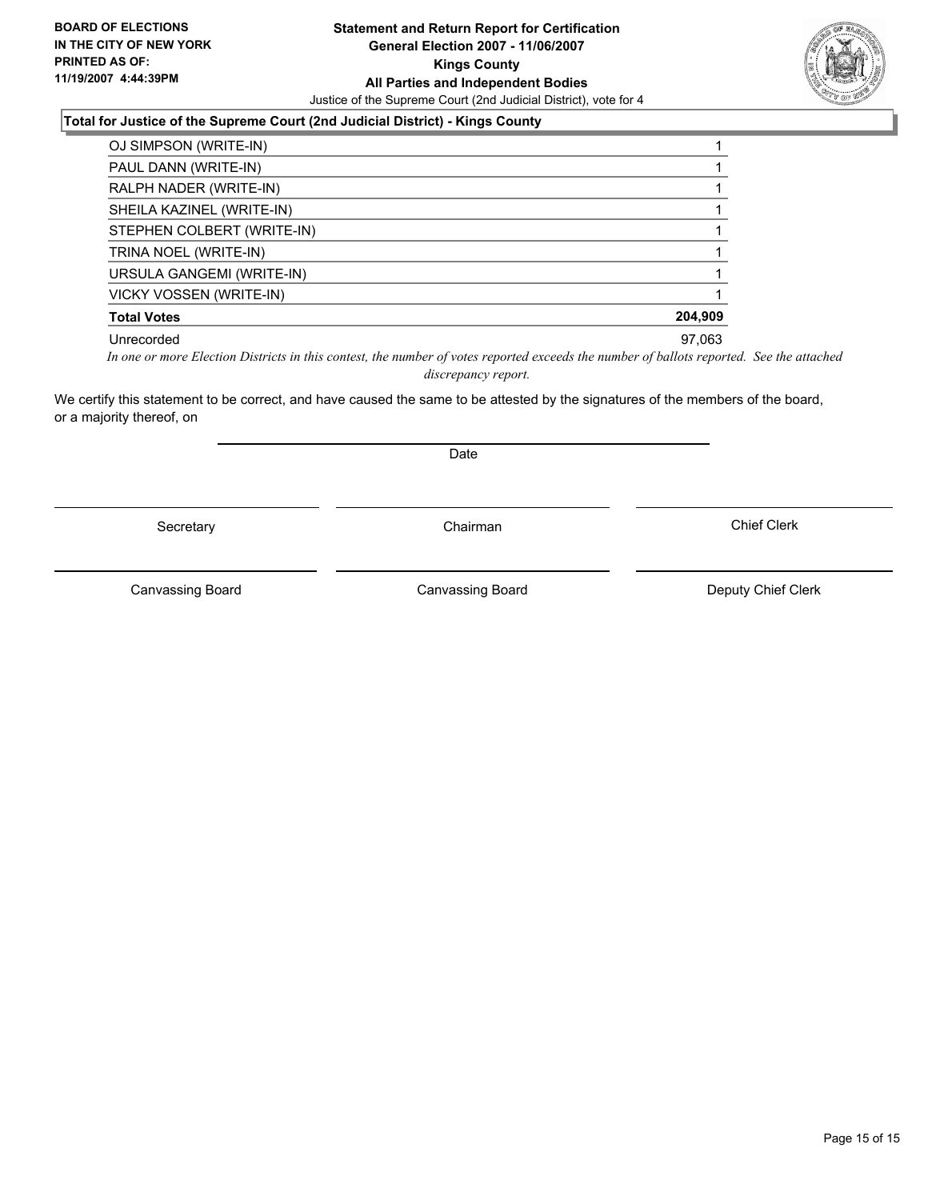**BOARD OF ELECTIONS IN THE CITY OF NEW YORK PRINTED AS OF: 11/19/2007 4:44:39PM**

**Statement and Return Report for Certification**
**General Election 2007 - 11/06/2007**
**Kings County**
**All Parties and Independent Bodies**

Justice of the Supreme Court (2nd Judicial District), vote for 4

### Total for Justice of the Supreme Court (2nd Judicial District) - Kings County

| | |
|---|---|
| OJ SIMPSON (WRITE-IN) | 1 |
| PAUL DANN (WRITE-IN) | 1 |
| RALPH NADER (WRITE-IN) | 1 |
| SHEILA KAZINEL (WRITE-IN) | 1 |
| STEPHEN COLBERT (WRITE-IN) | 1 |
| TRINA NOEL (WRITE-IN) | 1 |
| URSULA GANGEMI (WRITE-IN) | 1 |
| VICKY VOSSEN (WRITE-IN) | 1 |
| **Total Votes** | **204,909** |
| Unrecorded | 97,063 |

*In one or more Election Districts in this contest, the number of votes reported exceeds the number of ballots reported. See the attached discrepancy report.*

We certify this statement to be correct, and have caused the same to be attested by the signatures of the members of the board, or a majority thereof, on

Date

| | | |
|---|---|---|
| Secretary | Chairman | Chief Clerk |
| Canvassing Board | Canvassing Board | Deputy Chief Clerk |